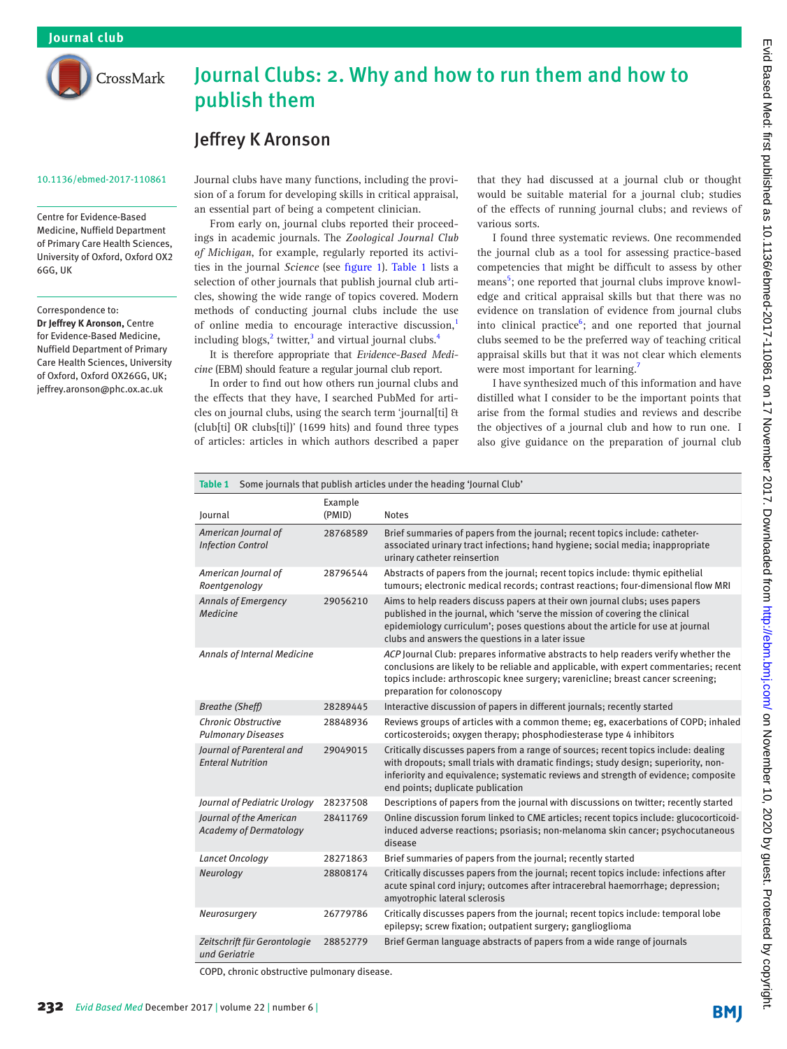# Journal Clubs: 2. Why and how to run them and how to publish them

## Jeffrey K Aronson

10.1136/ebmed-2017-110861

Centre for Evidence-Based Medicine, Nuffield Department of Primary Care Health Sciences, University of Oxford, Oxford OX2 6GG, UK

Correspondence to: **Dr Jeffrey K Aronson,** Centre for Evidence-Based Medicine, Nuffield Department of Primary Care Health Sciences, University of Oxford, Oxford OX26GG, UK; jeffrey.aronson@phc.ox.ac.uk

Journal clubs have many functions, including the provision of a forum for developing skills in critical appraisal, an essential part of being a competent clinician.

From early on, journal clubs reported their proceedings in academic journals. The *Zoological Journal Club of Michigan*, for example, regularly reported its activities in the journal *Science* (see figure 1). Table 1 lists a selection of other journals that publish journal club articles, showing the wide range of topics covered. Modern methods of conducting journal clubs include the use of online media to encourage interactive discussion,[1] including blogs,[2] twitter,[3] and virtual journal clubs.[4]

It is therefore appropriate that *Evidence-Based Medicine* (EBM) should feature a regular journal club report.

In order to find out how others run journal clubs and the effects that they have, I searched PubMed for articles on journal clubs, using the search term 'journal[ti] & (club[ti] OR clubs[ti])' (1699 hits) and found three types of articles: articles in which authors described a paper that they had discussed at a journal club or thought would be suitable material for a journal club; studies of the effects of running journal clubs; and reviews of various sorts.

I found three systematic reviews. One recommended the journal club as a tool for assessing practice-based competencies that might be difficult to assess by other means[5]; one reported that journal clubs improve knowledge and critical appraisal skills but that there was no evidence on translation of evidence from journal clubs into clinical practice[6]; and one reported that journal clubs seemed to be the preferred way of teaching critical appraisal skills but that it was not clear which elements were most important for learning.[7]

I have synthesized much of this information and have distilled what I consider to be the important points that arise from the formal studies and reviews and describe the objectives of a journal club and how to run one. I also give guidance on the preparation of journal club

**Table 1** Some journals that publish articles under the heading 'Journal Club'

| Journal | Example (PMID) | Notes |
|---|---|---|
| *American Journal of Infection Control* | 28768589 | Brief summaries of papers from the journal; recent topics include: catheter-associated urinary tract infections; hand hygiene; social media; inappropriate urinary catheter reinsertion |
| *American Journal of Roentgenology* | 28796544 | Abstracts of papers from the journal; recent topics include: thymic epithelial tumours; electronic medical records; contrast reactions; four-dimensional flow MRI |
| *Annals of Emergency Medicine* | 29056210 | Aims to help readers discuss papers at their own journal clubs; uses papers published in the journal, which 'serve the mission of covering the clinical epidemiology curriculum'; poses questions about the article for use at journal clubs and answers the questions in a later issue |
| *Annals of Internal Medicine* | | *ACP* Journal Club: prepares informative abstracts to help readers verify whether the conclusions are likely to be reliable and applicable, with expert commentaries; recent topics include: arthroscopic knee surgery; varenicline; breast cancer screening; preparation for colonoscopy |
| *Breathe (Sheff)* | 28289445 | Interactive discussion of papers in different journals; recently started |
| *Chronic Obstructive Pulmonary Diseases* | 28848936 | Reviews groups of articles with a common theme; eg, exacerbations of COPD; inhaled corticosteroids; oxygen therapy; phosphodiesterase type 4 inhibitors |
| *Journal of Parenteral and Enteral Nutrition* | 29049015 | Critically discusses papers from a range of sources; recent topics include: dealing with dropouts; small trials with dramatic findings; study design; superiority, non-inferiority and equivalence; systematic reviews and strength of evidence; composite end points; duplicate publication |
| *Journal of Pediatric Urology* | 28237508 | Descriptions of papers from the journal with discussions on twitter; recently started |
| *Journal of the American Academy of Dermatology* | 28411769 | Online discussion forum linked to CME articles; recent topics include: glucocorticoid-induced adverse reactions; psoriasis; non-melanoma skin cancer; psychocutaneous disease |
| *Lancet Oncology* | 28271863 | Brief summaries of papers from the journal; recently started |
| *Neurology* | 28808174 | Critically discusses papers from the journal; recent topics include: infections after acute spinal cord injury; outcomes after intracerebral haemorrhage; depression; amyotrophic lateral sclerosis |
| *Neurosurgery* | 26779786 | Critically discusses papers from the journal; recent topics include: temporal lobe epilepsy; screw fixation; outpatient surgery; ganglioglioma |
| *Zeitschrift für Gerontologie und Geriatrie* | 28852779 | Brief German language abstracts of papers from a wide range of journals |

COPD, chronic obstructive pulmonary disease.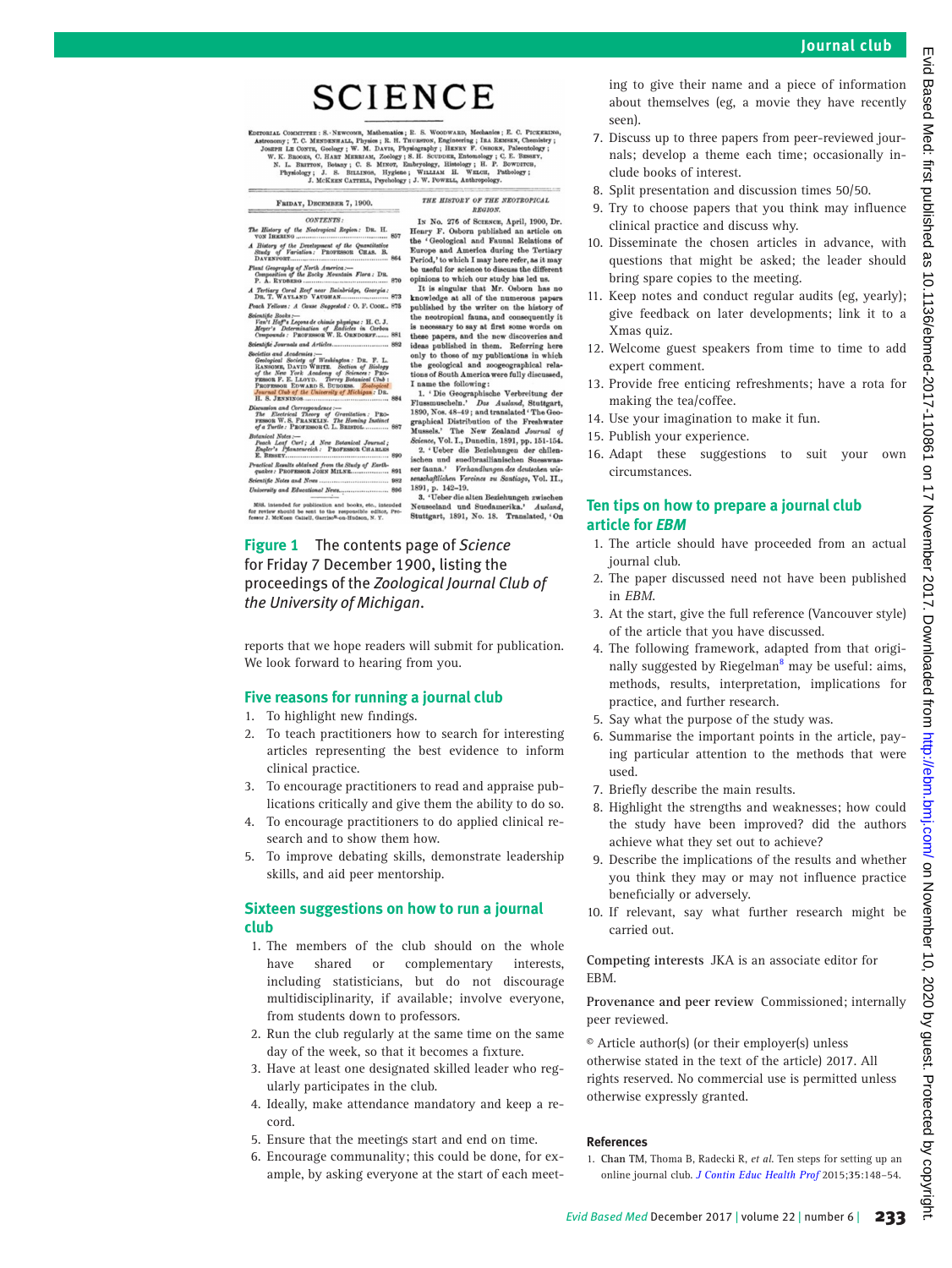**Figure 1** The contents page of *Science* for Friday 7 December 1900, listing the proceedings of the *Zoological Journal Club of the University of Michigan*.

reports that we hope readers will submit for publication. We look forward to hearing from you.

## Five reasons for running a journal club

1. To highlight new findings.
2. To teach practitioners how to search for interesting articles representing the best evidence to inform clinical practice.
3. To encourage practitioners to read and appraise publications critically and give them the ability to do so.
4. To encourage practitioners to do applied clinical research and to show them how.
5. To improve debating skills, demonstrate leadership skills, and aid peer mentorship.

## Sixteen suggestions on how to run a journal club

1. The members of the club should on the whole have shared or complementary interests, including statisticians, but do not discourage multidisciplinarity, if available; involve everyone, from students down to professors.
2. Run the club regularly at the same time on the same day of the week, so that it becomes a fixture.
3. Have at least one designated skilled leader who regularly participates in the club.
4. Ideally, make attendance mandatory and keep a record.
5. Ensure that the meetings start and end on time.
6. Encourage communality; this could be done, for example, by asking everyone at the start of each meeting to give their name and a piece of information about themselves (eg, a movie they have recently seen).
7. Discuss up to three papers from peer-reviewed journals; develop a theme each time; occasionally include books of interest.
8. Split presentation and discussion times 50/50.
9. Try to choose papers that you think may influence clinical practice and discuss why.
10. Disseminate the chosen articles in advance, with questions that might be asked; the leader should bring spare copies to the meeting.
11. Keep notes and conduct regular audits (eg, yearly); give feedback on later developments; link it to a Xmas quiz.
12. Welcome guest speakers from time to time to add expert comment.
13. Provide free enticing refreshments; have a rota for making the tea/coffee.
14. Use your imagination to make it fun.
15. Publish your experience.
16. Adapt these suggestions to suit your own circumstances.

## Ten tips on how to prepare a journal club article for *EBM*

1. The article should have proceeded from an actual journal club.
2. The paper discussed need not have been published in *EBM*.
3. At the start, give the full reference (Vancouver style) of the article that you have discussed.
4. The following framework, adapted from that originally suggested by Riegelman[8] may be useful: aims, methods, results, interpretation, implications for practice, and further research.
5. Say what the purpose of the study was.
6. Summarise the important points in the article, paying particular attention to the methods that were used.
7. Briefly describe the main results.
8. Highlight the strengths and weaknesses; how could the study have been improved? did the authors achieve what they set out to achieve?
9. Describe the implications of the results and whether you think they may or may not influence practice beneficially or adversely.
10. If relevant, say what further research might be carried out.

**Competing interests** JKA is an associate editor for EBM.

**Provenance and peer review** Commissioned; internally peer reviewed.

© Article author(s) (or their employer(s) unless otherwise stated in the text of the article) 2017. All rights reserved. No commercial use is permitted unless otherwise expressly granted.

### References

1. Chan TM, Thoma B, Radecki R, *et al*. Ten steps for setting up an online journal club. *J Contin Educ Health Prof* 2015;35:148–54.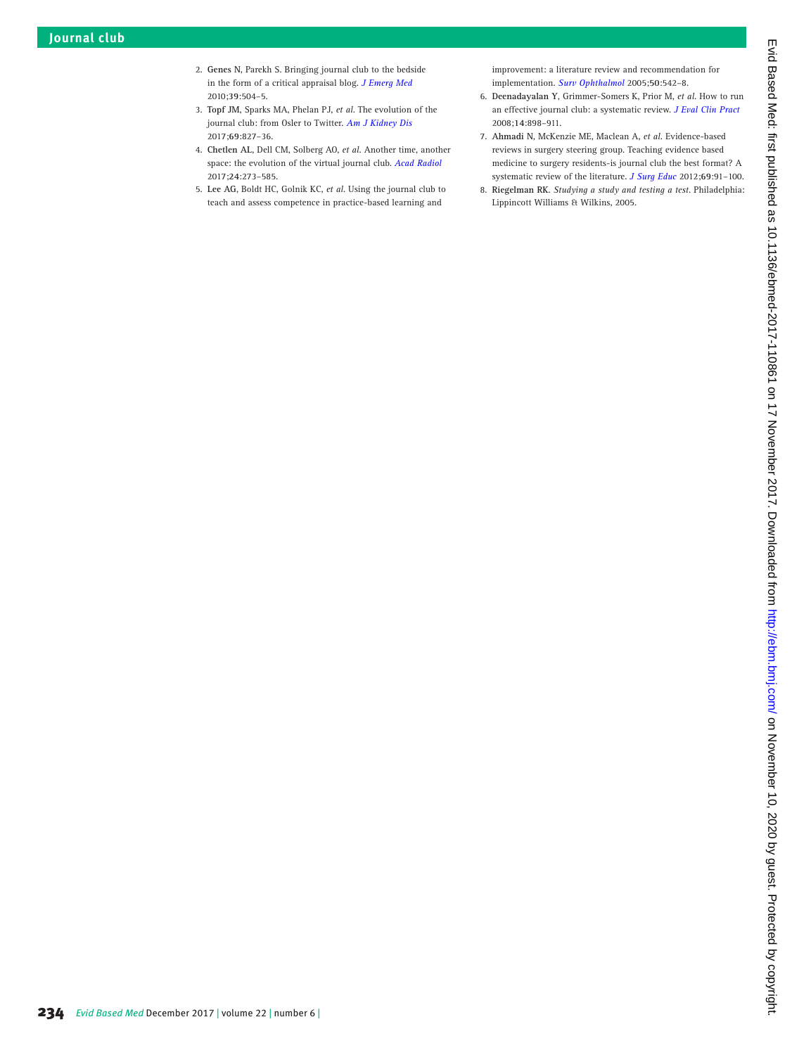2. **Genes N**, Parekh S. Bringing journal club to the bedside in the form of a critical appraisal blog. *J Emerg Med* 2010;**39**:504–5.
3. **Topf JM**, Sparks MA, Phelan PJ, *et al*. The evolution of the journal club: from Osler to Twitter. *Am J Kidney Dis* 2017;**69**:827–36.
4. **Chetlen AL**, Dell CM, Solberg AO, *et al*. Another time, another space: the evolution of the virtual journal club. *Acad Radiol* 2017;**24**:273–585.
5. **Lee AG**, Boldt HC, Golnik KC, *et al*. Using the journal club to teach and assess competence in practice-based learning and improvement: a literature review and recommendation for implementation. *Surv Ophthalmol* 2005;**50**:542–8.
6. **Deenadayalan Y**, Grimmer-Somers K, Prior M, *et al*. How to run an effective journal club: a systematic review. *J Eval Clin Pract* 2008;**14**:898–911.
7. **Ahmadi N**, McKenzie ME, Maclean A, *et al*. Evidence-based reviews in surgery steering group. Teaching evidence based medicine to surgery residents-is journal club the best format? A systematic review of the literature. *J Surg Educ* 2012;**69**:91–100.
8. **Riegelman RK**. *Studying a study and testing a test*. Philadelphia: Lippincott Williams & Wilkins, 2005.